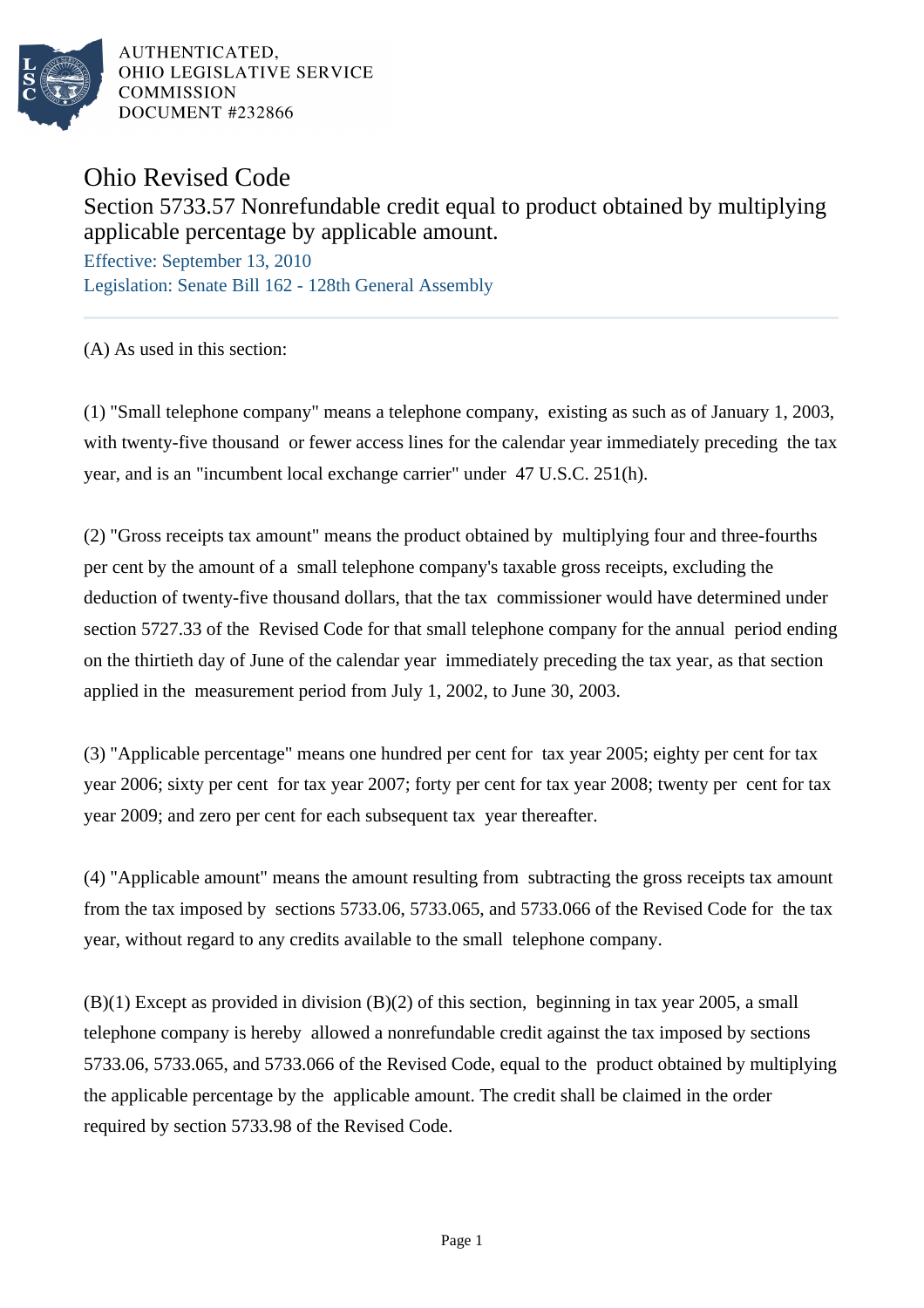AUTHENTICATED,
OHIO LEGISLATIVE SERVICE
COMMISSION
DOCUMENT #232866

# Ohio Revised Code

## Section 5733.57 Nonrefundable credit equal to product obtained by multiplying applicable percentage by applicable amount.

Effective: September 13, 2010

Legislation: Senate Bill 162 - 128th General Assembly

(A) As used in this section:

(1) "Small telephone company" means a telephone company, existing as such as of January 1, 2003, with twenty-five thousand or fewer access lines for the calendar year immediately preceding the tax year, and is an "incumbent local exchange carrier" under 47 U.S.C. 251(h).

(2) "Gross receipts tax amount" means the product obtained by multiplying four and three-fourths per cent by the amount of a small telephone company's taxable gross receipts, excluding the deduction of twenty-five thousand dollars, that the tax commissioner would have determined under section 5727.33 of the Revised Code for that small telephone company for the annual period ending on the thirtieth day of June of the calendar year immediately preceding the tax year, as that section applied in the measurement period from July 1, 2002, to June 30, 2003.

(3) "Applicable percentage" means one hundred per cent for tax year 2005; eighty per cent for tax year 2006; sixty per cent for tax year 2007; forty per cent for tax year 2008; twenty per cent for tax year 2009; and zero per cent for each subsequent tax year thereafter.

(4) "Applicable amount" means the amount resulting from subtracting the gross receipts tax amount from the tax imposed by sections 5733.06, 5733.065, and 5733.066 of the Revised Code for the tax year, without regard to any credits available to the small telephone company.

(B)(1) Except as provided in division (B)(2) of this section, beginning in tax year 2005, a small telephone company is hereby allowed a nonrefundable credit against the tax imposed by sections 5733.06, 5733.065, and 5733.066 of the Revised Code, equal to the product obtained by multiplying the applicable percentage by the applicable amount. The credit shall be claimed in the order required by section 5733.98 of the Revised Code.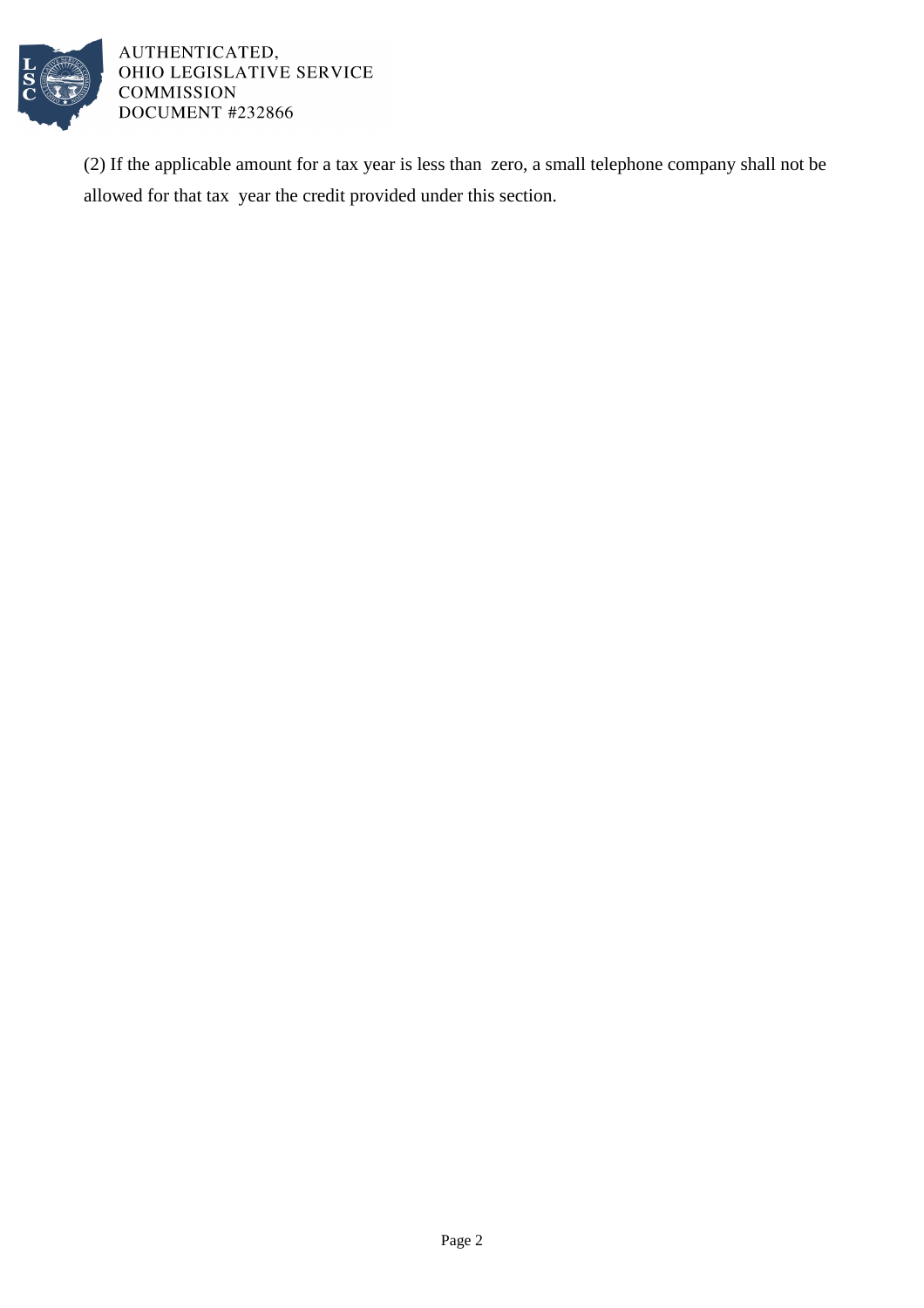(2) If the applicable amount for a tax year is less than zero, a small telephone company shall not be allowed for that tax year the credit provided under this section.